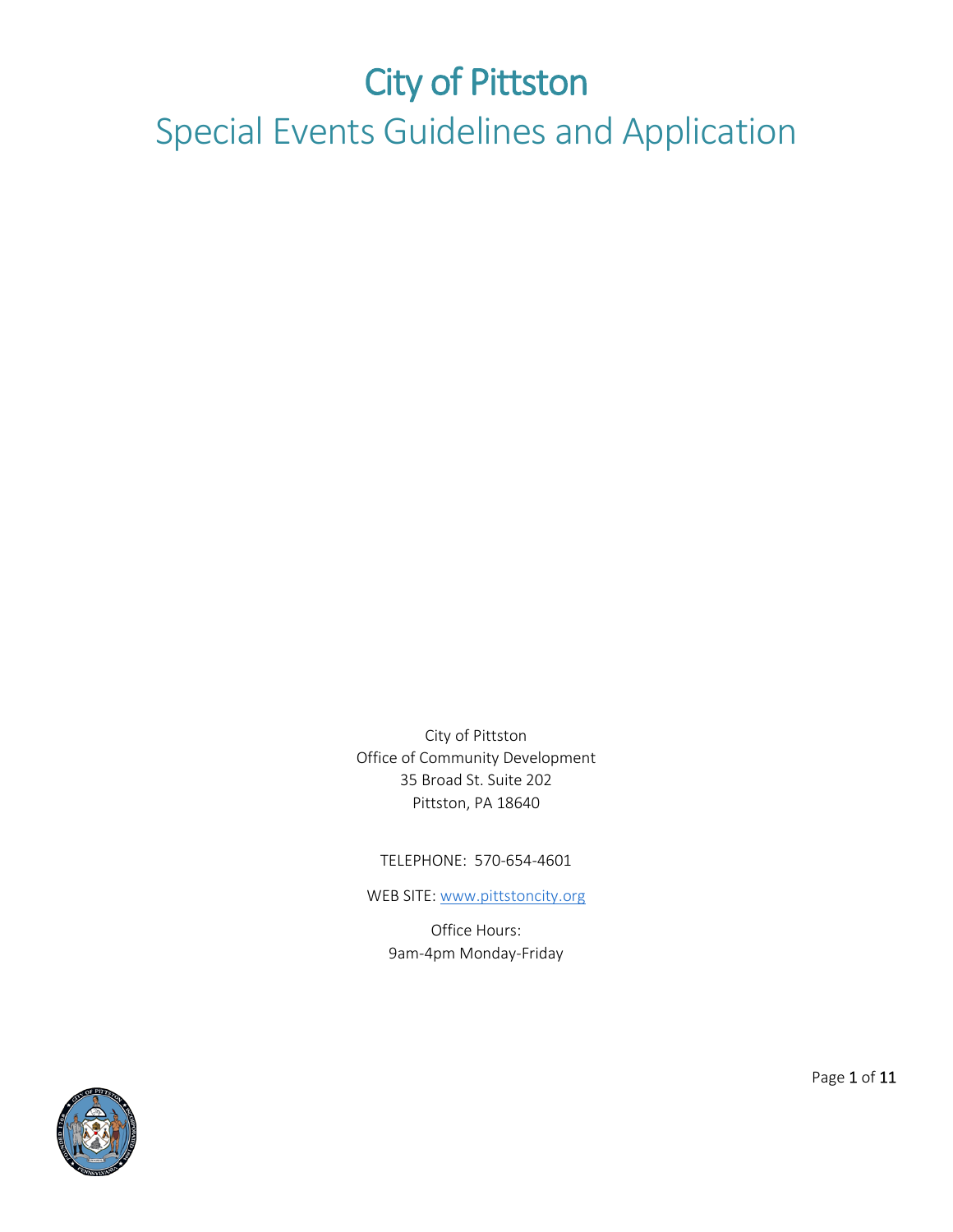# City of Pittston

## Special Events Guidelines and Application

City of Pittston
Office of Community Development
35 Broad St. Suite 202
Pittston, PA 18640

TELEPHONE: 570-654-4601

WEB SITE: www.pittstoncity.org

Office Hours:
9am-4pm Monday-Friday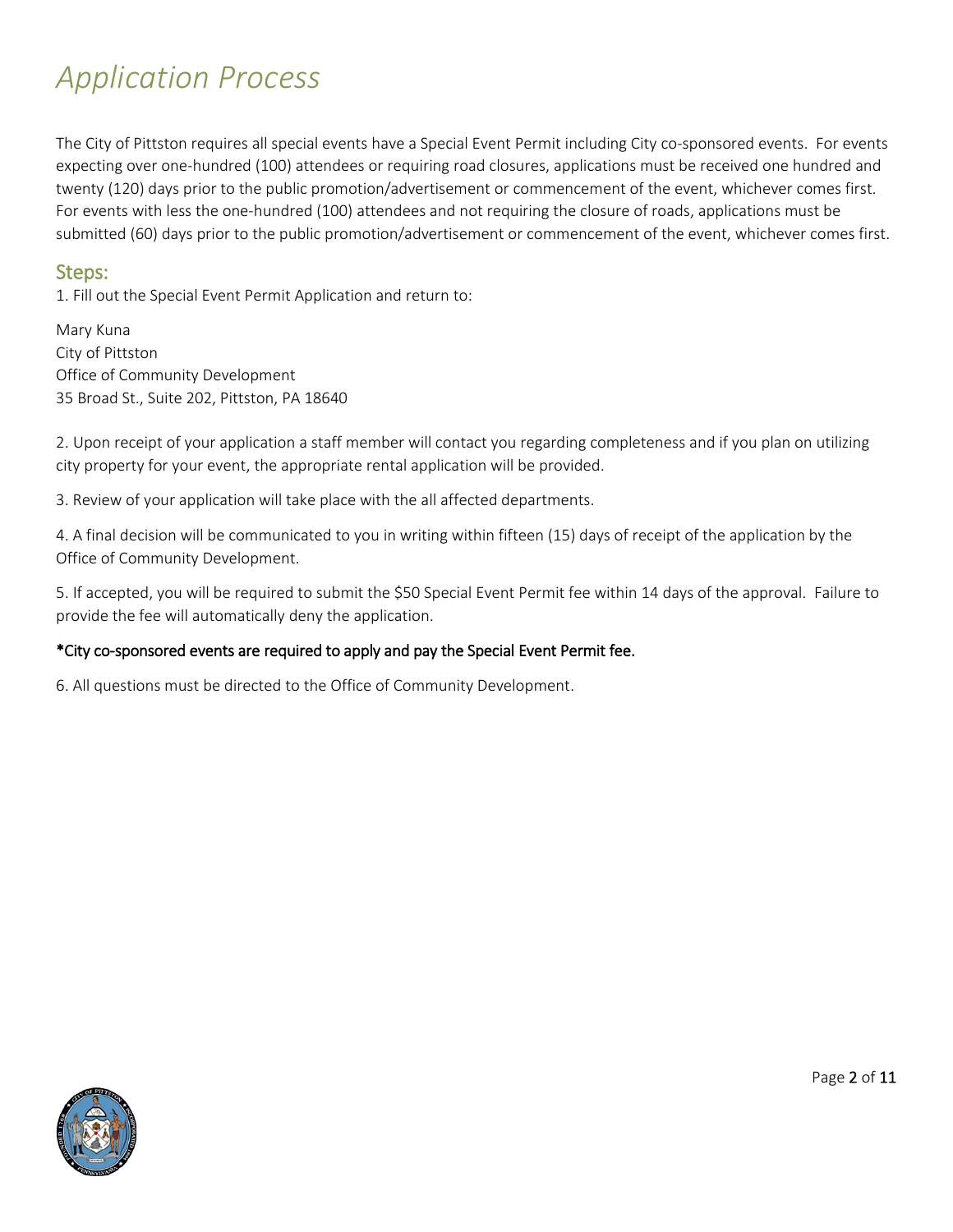# *Application Process*

The City of Pittston requires all special events have a Special Event Permit including City co-sponsored events. For events expecting over one-hundred (100) attendees or requiring road closures, applications must be received one hundred and twenty (120) days prior to the public promotion/advertisement or commencement of the event, whichever comes first. For events with less the one-hundred (100) attendees and not requiring the closure of roads, applications must be submitted (60) days prior to the public promotion/advertisement or commencement of the event, whichever comes first.

## Steps:

1. Fill out the Special Event Permit Application and return to:

Mary Kuna
City of Pittston
Office of Community Development
35 Broad St., Suite 202, Pittston, PA 18640

2. Upon receipt of your application a staff member will contact you regarding completeness and if you plan on utilizing city property for your event, the appropriate rental application will be provided.

3. Review of your application will take place with the all affected departments.

4. A final decision will be communicated to you in writing within fifteen (15) days of receipt of the application by the Office of Community Development.

5. If accepted, you will be required to submit the $50 Special Event Permit fee within 14 days of the approval. Failure to provide the fee will automatically deny the application.

*City co-sponsored events are required to apply and pay the Special Event Permit fee.

6. All questions must be directed to the Office of Community Development.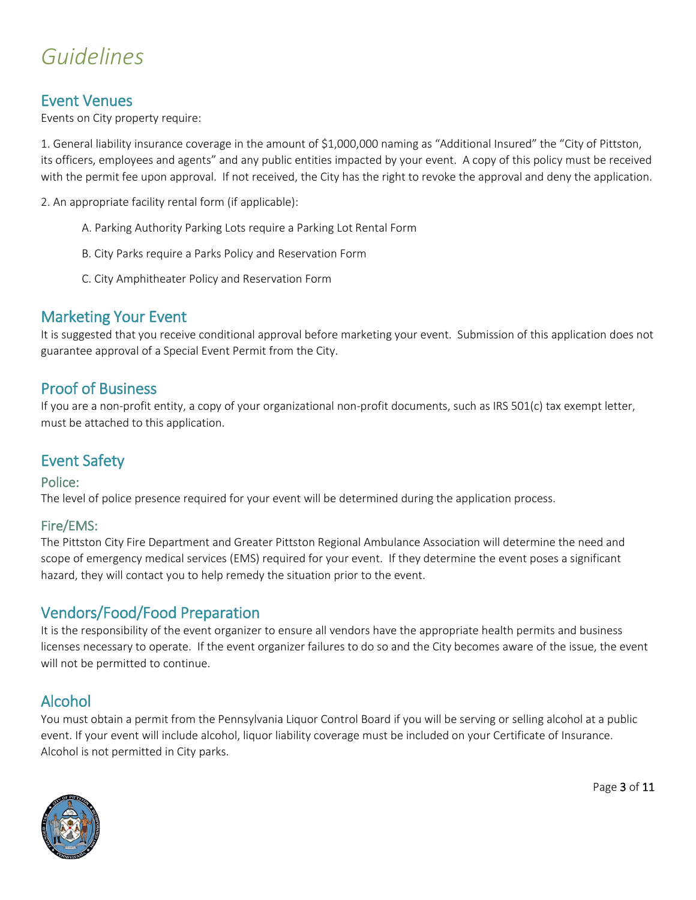# *Guidelines*

## Event Venues

Events on City property require:

1. General liability insurance coverage in the amount of $1,000,000 naming as "Additional Insured" the "City of Pittston, its officers, employees and agents" and any public entities impacted by your event. A copy of this policy must be received with the permit fee upon approval. If not received, the City has the right to revoke the approval and deny the application.

2. An appropriate facility rental form (if applicable):

   A. Parking Authority Parking Lots require a Parking Lot Rental Form

   B. City Parks require a Parks Policy and Reservation Form

   C. City Amphitheater Policy and Reservation Form

## Marketing Your Event

It is suggested that you receive conditional approval before marketing your event. Submission of this application does not guarantee approval of a Special Event Permit from the City.

## Proof of Business

If you are a non-profit entity, a copy of your organizational non-profit documents, such as IRS 501(c) tax exempt letter, must be attached to this application.

## Event Safety

### Police:

The level of police presence required for your event will be determined during the application process.

### Fire/EMS:

The Pittston City Fire Department and Greater Pittston Regional Ambulance Association will determine the need and scope of emergency medical services (EMS) required for your event. If they determine the event poses a significant hazard, they will contact you to help remedy the situation prior to the event.

## Vendors/Food/Food Preparation

It is the responsibility of the event organizer to ensure all vendors have the appropriate health permits and business licenses necessary to operate. If the event organizer failures to do so and the City becomes aware of the issue, the event will not be permitted to continue.

## Alcohol

You must obtain a permit from the Pennsylvania Liquor Control Board if you will be serving or selling alcohol at a public event. If your event will include alcohol, liquor liability coverage must be included on your Certificate of Insurance. Alcohol is not permitted in City parks.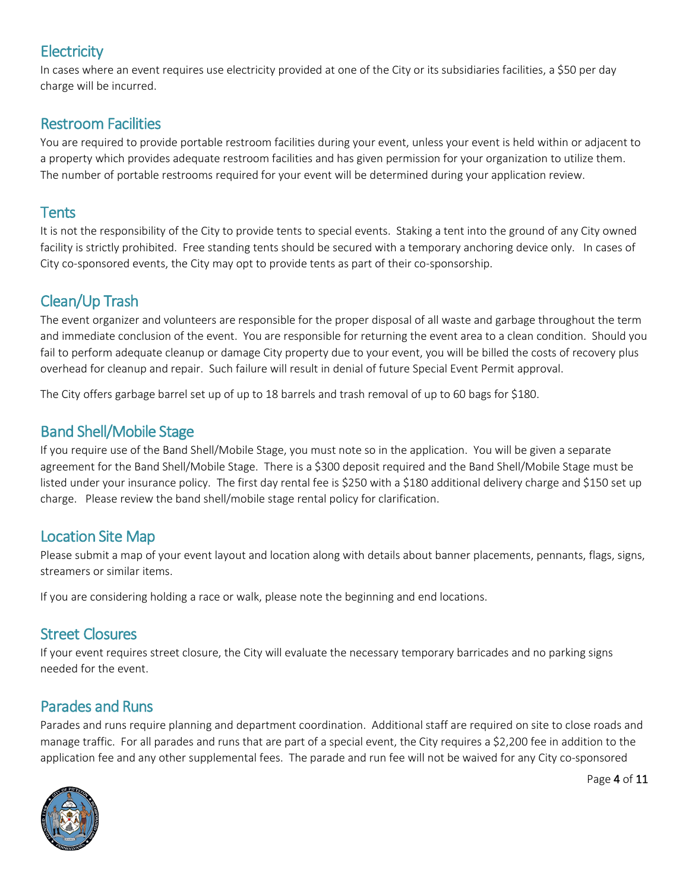## Electricity

In cases where an event requires use electricity provided at one of the City or its subsidiaries facilities, a $50 per day charge will be incurred.

## Restroom Facilities

You are required to provide portable restroom facilities during your event, unless your event is held within or adjacent to a property which provides adequate restroom facilities and has given permission for your organization to utilize them. The number of portable restrooms required for your event will be determined during your application review.

## Tents

It is not the responsibility of the City to provide tents to special events. Staking a tent into the ground of any City owned facility is strictly prohibited. Free standing tents should be secured with a temporary anchoring device only. In cases of City co-sponsored events, the City may opt to provide tents as part of their co-sponsorship.

## Clean/Up Trash

The event organizer and volunteers are responsible for the proper disposal of all waste and garbage throughout the term and immediate conclusion of the event. You are responsible for returning the event area to a clean condition. Should you fail to perform adequate cleanup or damage City property due to your event, you will be billed the costs of recovery plus overhead for cleanup and repair. Such failure will result in denial of future Special Event Permit approval.

The City offers garbage barrel set up of up to 18 barrels and trash removal of up to 60 bags for $180.

## Band Shell/Mobile Stage

If you require use of the Band Shell/Mobile Stage, you must note so in the application. You will be given a separate agreement for the Band Shell/Mobile Stage. There is a $300 deposit required and the Band Shell/Mobile Stage must be listed under your insurance policy. The first day rental fee is $250 with a $180 additional delivery charge and $150 set up charge. Please review the band shell/mobile stage rental policy for clarification.

## Location Site Map

Please submit a map of your event layout and location along with details about banner placements, pennants, flags, signs, streamers or similar items.

If you are considering holding a race or walk, please note the beginning and end locations.

## Street Closures

If your event requires street closure, the City will evaluate the necessary temporary barricades and no parking signs needed for the event.

## Parades and Runs

Parades and runs require planning and department coordination. Additional staff are required on site to close roads and manage traffic. For all parades and runs that are part of a special event, the City requires a $2,200 fee in addition to the application fee and any other supplemental fees. The parade and run fee will not be waived for any City co-sponsored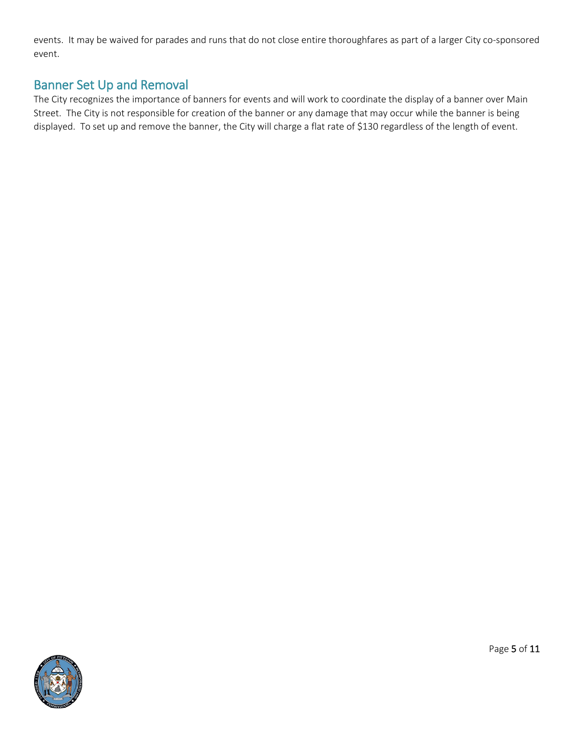events. It may be waived for parades and runs that do not close entire thoroughfares as part of a larger City co-sponsored event.

## Banner Set Up and Removal

The City recognizes the importance of banners for events and will work to coordinate the display of a banner over Main Street. The City is not responsible for creation of the banner or any damage that may occur while the banner is being displayed. To set up and remove the banner, the City will charge a flat rate of $130 regardless of the length of event.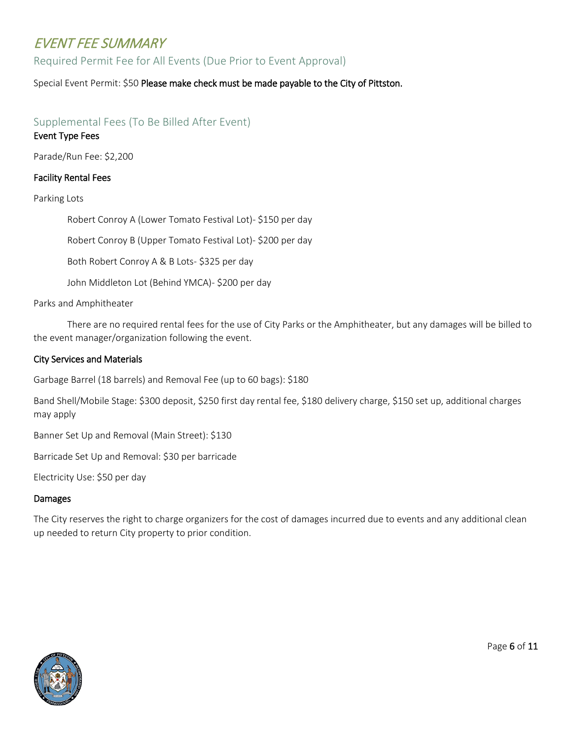# *EVENT FEE SUMMARY*

## Required Permit Fee for All Events (Due Prior to Event Approval)

Special Event Permit: $50 **Please make check must be made payable to the City of Pittston.**

## Supplemental Fees (To Be Billed After Event)

### Event Type Fees

Parade/Run Fee: $2,200

### Facility Rental Fees

Parking Lots

- Robert Conroy A (Lower Tomato Festival Lot)- $150 per day
- Robert Conroy B (Upper Tomato Festival Lot)- $200 per day
- Both Robert Conroy A & B Lots- $325 per day
- John Middleton Lot (Behind YMCA)- $200 per day

Parks and Amphitheater

There are no required rental fees for the use of City Parks or the Amphitheater, but any damages will be billed to the event manager/organization following the event.

### City Services and Materials

Garbage Barrel (18 barrels) and Removal Fee (up to 60 bags): $180

Band Shell/Mobile Stage: $300 deposit, $250 first day rental fee, $180 delivery charge, $150 set up, additional charges may apply

Banner Set Up and Removal (Main Street): $130

Barricade Set Up and Removal: $30 per barricade

Electricity Use: $50 per day

### Damages

The City reserves the right to charge organizers for the cost of damages incurred due to events and any additional clean up needed to return City property to prior condition.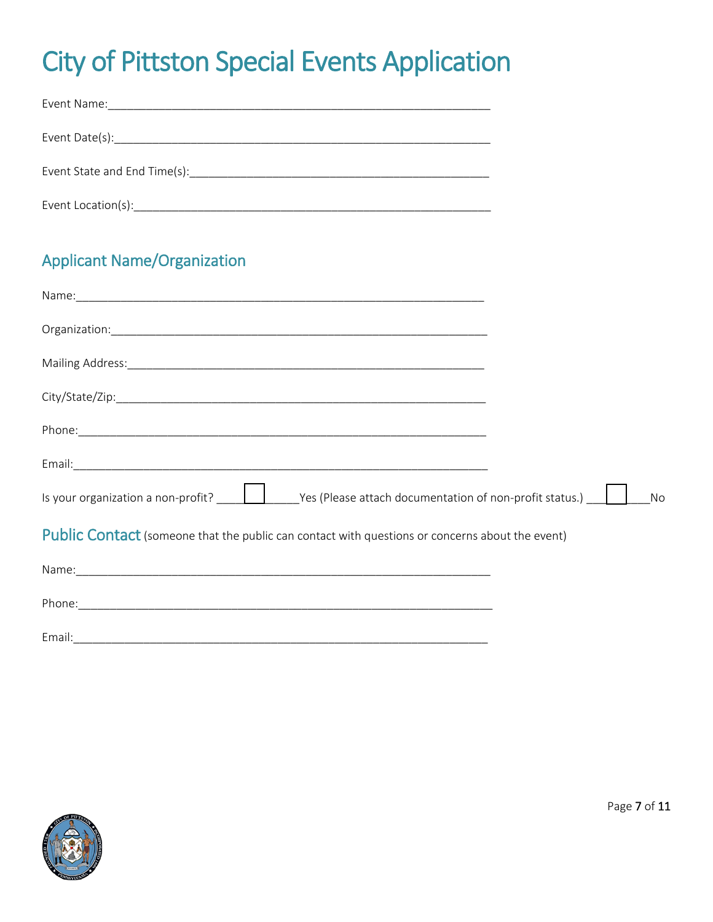# City of Pittston Special Events Application

Event Name:_______________________________________________________________

Event Date(s):_____________________________________________________________

Event State and End Time(s):_______________________________________________

Event Location(s):__________________________________________________________

## Applicant Name/Organization

Name:_____________________________________________________________________

Organization:______________________________________________________________

Mailing Address:____________________________________________________________

City/State/Zip:______________________________________________________________

Phone:_____________________________________________________________________

Email:_____________________________________________________________________

Is your organization a non-profit? ☐ Yes (Please attach documentation of non-profit status.) ☐ No

## Public Contact (someone that the public can contact with questions or concerns about the event)

Name:_____________________________________________________________________

Phone:_____________________________________________________________________

Email:_____________________________________________________________________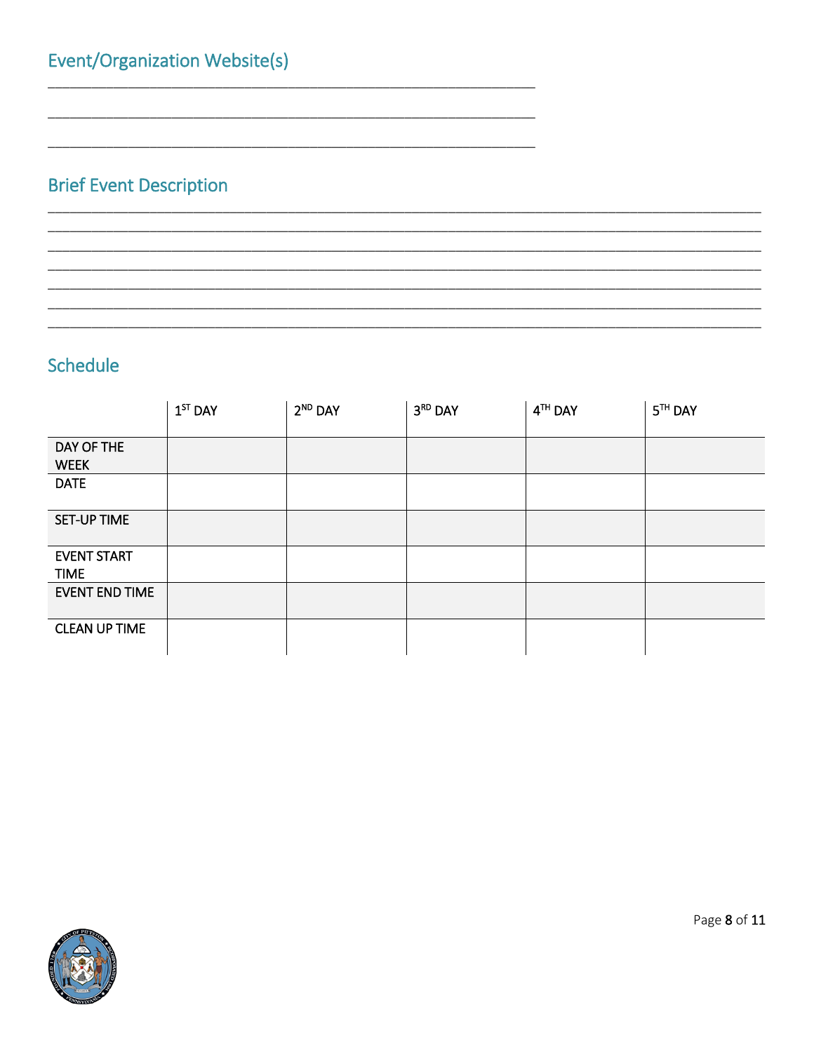## Event/Organization Website(s)

\_\_\_\_\_\_\_\_\_\_\_\_\_\_\_\_\_\_\_\_\_\_\_\_\_\_\_\_\_\_\_\_\_\_\_\_\_\_\_\_\_\_\_\_\_\_\_\_\_\_\_\_\_\_\_\_\_\_\_\_

\_\_\_\_\_\_\_\_\_\_\_\_\_\_\_\_\_\_\_\_\_\_\_\_\_\_\_\_\_\_\_\_\_\_\_\_\_\_\_\_\_\_\_\_\_\_\_\_\_\_\_\_\_\_\_\_\_\_\_\_

\_\_\_\_\_\_\_\_\_\_\_\_\_\_\_\_\_\_\_\_\_\_\_\_\_\_\_\_\_\_\_\_\_\_\_\_\_\_\_\_\_\_\_\_\_\_\_\_\_\_\_\_\_\_\_\_\_\_\_\_

## Brief Event Description

\_\_\_\_\_\_\_\_\_\_\_\_\_\_\_\_\_\_\_\_\_\_\_\_\_\_\_\_\_\_\_\_\_\_\_\_\_\_\_\_\_\_\_\_\_\_\_\_\_\_\_\_\_\_\_\_\_\_\_\_\_\_\_\_\_\_\_\_\_\_\_\_\_\_\_\_\_\_\_\_\_\_\_\_\_\_\_\_

\_\_\_\_\_\_\_\_\_\_\_\_\_\_\_\_\_\_\_\_\_\_\_\_\_\_\_\_\_\_\_\_\_\_\_\_\_\_\_\_\_\_\_\_\_\_\_\_\_\_\_\_\_\_\_\_\_\_\_\_\_\_\_\_\_\_\_\_\_\_\_\_\_\_\_\_\_\_\_\_\_\_\_\_\_\_\_\_

\_\_\_\_\_\_\_\_\_\_\_\_\_\_\_\_\_\_\_\_\_\_\_\_\_\_\_\_\_\_\_\_\_\_\_\_\_\_\_\_\_\_\_\_\_\_\_\_\_\_\_\_\_\_\_\_\_\_\_\_\_\_\_\_\_\_\_\_\_\_\_\_\_\_\_\_\_\_\_\_\_\_\_\_\_\_\_\_

\_\_\_\_\_\_\_\_\_\_\_\_\_\_\_\_\_\_\_\_\_\_\_\_\_\_\_\_\_\_\_\_\_\_\_\_\_\_\_\_\_\_\_\_\_\_\_\_\_\_\_\_\_\_\_\_\_\_\_\_\_\_\_\_\_\_\_\_\_\_\_\_\_\_\_\_\_\_\_\_\_\_\_\_\_\_\_\_

\_\_\_\_\_\_\_\_\_\_\_\_\_\_\_\_\_\_\_\_\_\_\_\_\_\_\_\_\_\_\_\_\_\_\_\_\_\_\_\_\_\_\_\_\_\_\_\_\_\_\_\_\_\_\_\_\_\_\_\_\_\_\_\_\_\_\_\_\_\_\_\_\_\_\_\_\_\_\_\_\_\_\_\_\_\_\_\_

\_\_\_\_\_\_\_\_\_\_\_\_\_\_\_\_\_\_\_\_\_\_\_\_\_\_\_\_\_\_\_\_\_\_\_\_\_\_\_\_\_\_\_\_\_\_\_\_\_\_\_\_\_\_\_\_\_\_\_\_\_\_\_\_\_\_\_\_\_\_\_\_\_\_\_\_\_\_\_\_\_\_\_\_\_\_\_\_

\_\_\_\_\_\_\_\_\_\_\_\_\_\_\_\_\_\_\_\_\_\_\_\_\_\_\_\_\_\_\_\_\_\_\_\_\_\_\_\_\_\_\_\_\_\_\_\_\_\_\_\_\_\_\_\_\_\_\_\_\_\_\_\_\_\_\_\_\_\_\_\_\_\_\_\_\_\_\_\_\_\_\_\_\_\_\_\_

## Schedule

| | 1ST DAY | 2ND DAY | 3RD DAY | 4TH DAY | 5TH DAY |
|---|---|---|---|---|---|
| DAY OF THE WEEK | | | | | |
| DATE | | | | | |
| SET-UP TIME | | | | | |
| EVENT START TIME | | | | | |
| EVENT END TIME | | | | | |
| CLEAN UP TIME | | | | | |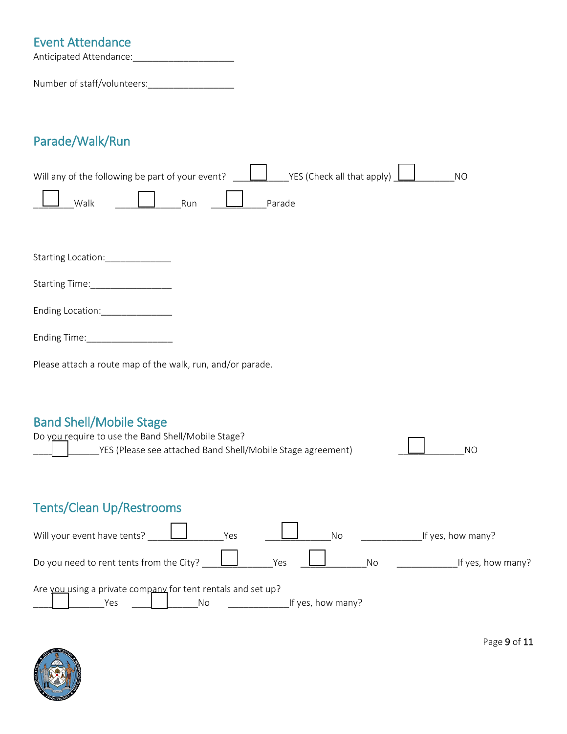## Event Attendance

Anticipated Attendance:____________________

Number of staff/volunteers:_________________

## Parade/Walk/Run

Will any of the following be part of your event? ☐ YES (Check all that apply) ☐ NO

☐ Walk ☐ Run ☐ Parade

Starting Location:_____________

Starting Time:________________

Ending Location:______________

Ending Time:_________________

Please attach a route map of the walk, run, and/or parade.

## Band Shell/Mobile Stage

Do you require to use the Band Shell/Mobile Stage?

☐ YES (Please see attached Band Shell/Mobile Stage agreement) ☐ NO

## Tents/Clean Up/Restrooms

Will your event have tents? ☐ Yes ☐ No ____________If yes, how many?

Do you need to rent tents from the City? ☐ Yes ☐ No ____________If yes, how many?

Are you using a private company for tent rentals and set up?

☐ Yes ☐ No ____________If yes, how many?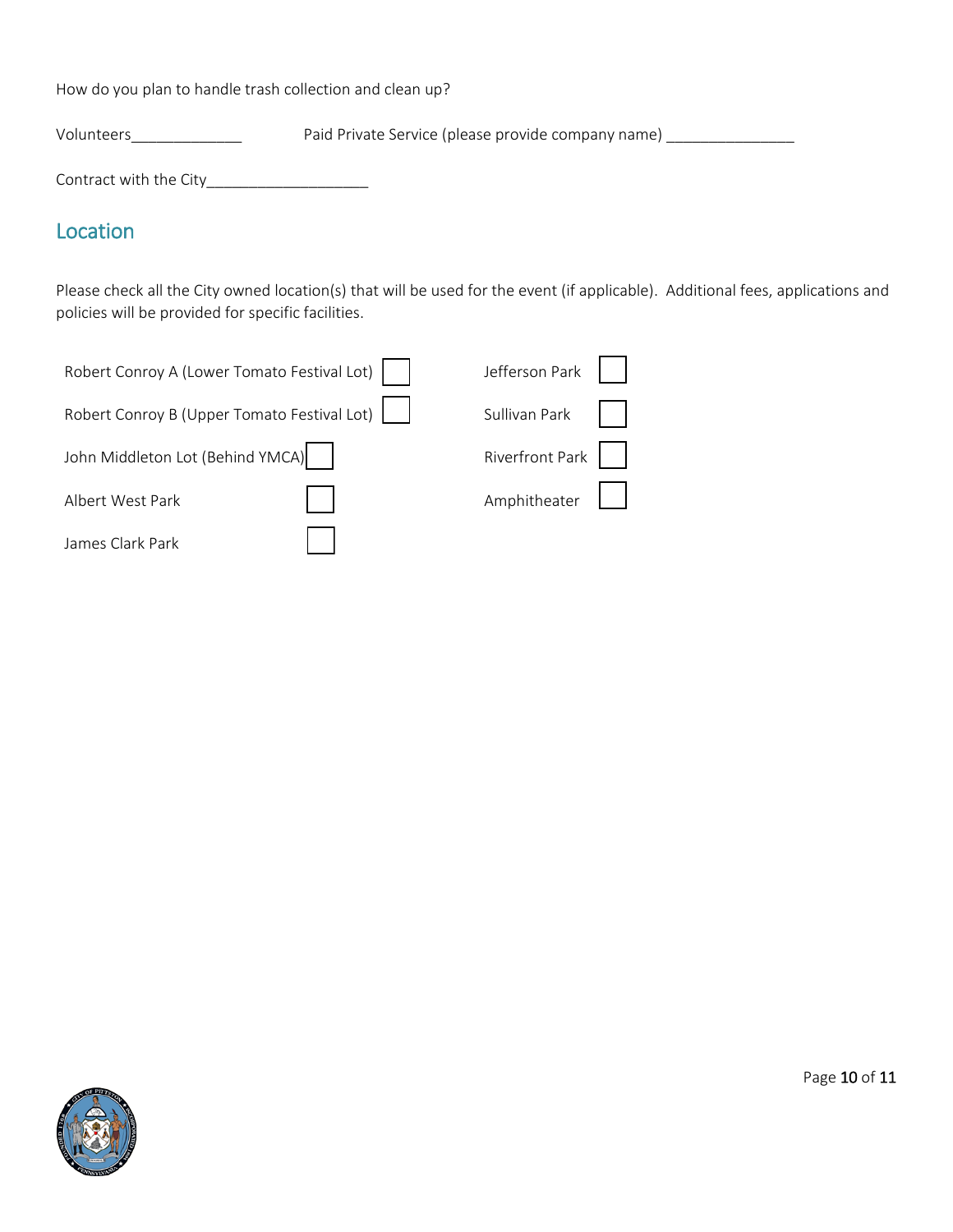How do you plan to handle trash collection and clean up?

Volunteers_____________ Paid Private Service (please provide company name) _______________

Contract with the City___________________

## Location

Please check all the City owned location(s) that will be used for the event (if applicable). Additional fees, applications and policies will be provided for specific facilities.

- ☐ Robert Conroy A (Lower Tomato Festival Lot)
- ☐ Robert Conroy B (Upper Tomato Festival Lot)
- ☐ John Middleton Lot (Behind YMCA)
- ☐ Albert West Park
- ☐ James Clark Park
- ☐ Jefferson Park
- ☐ Sullivan Park
- ☐ Riverfront Park
- ☐ Amphitheater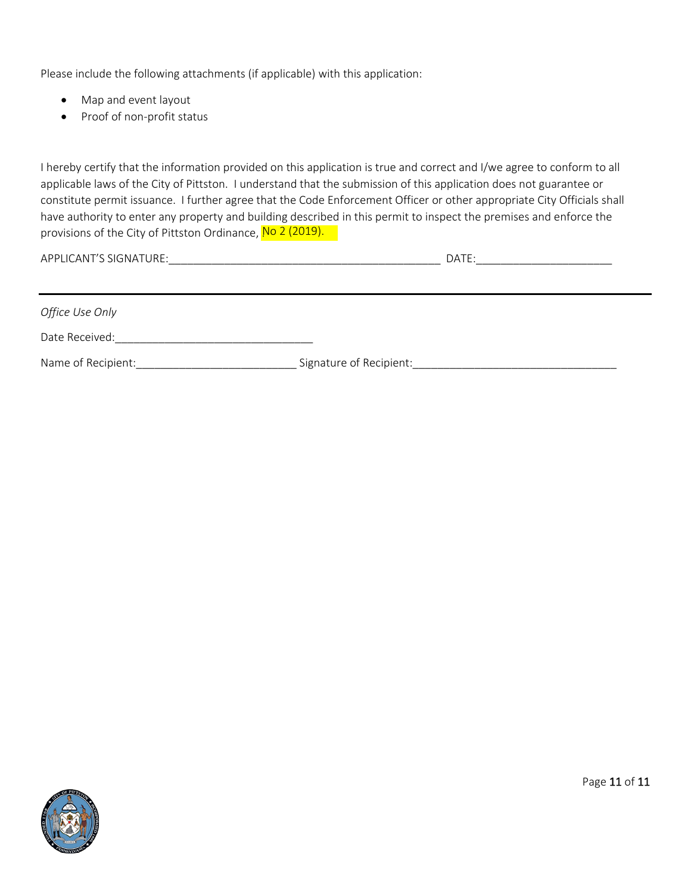Please include the following attachments (if applicable) with this application:

- Map and event layout
- Proof of non-profit status

I hereby certify that the information provided on this application is true and correct and I/we agree to conform to all applicable laws of the City of Pittston. I understand that the submission of this application does not guarantee or constitute permit issuance. I further agree that the Code Enforcement Officer or other appropriate City Officials shall have authority to enter any property and building described in this permit to inspect the premises and enforce the provisions of the City of Pittston Ordinance, No 2 (2019).

APPLICANT'S SIGNATURE:_____________________________________________ DATE:______________________

---

*Office Use Only*

Date Received:________________________________

Name of Recipient:__________________________ Signature of Recipient:_________________________________